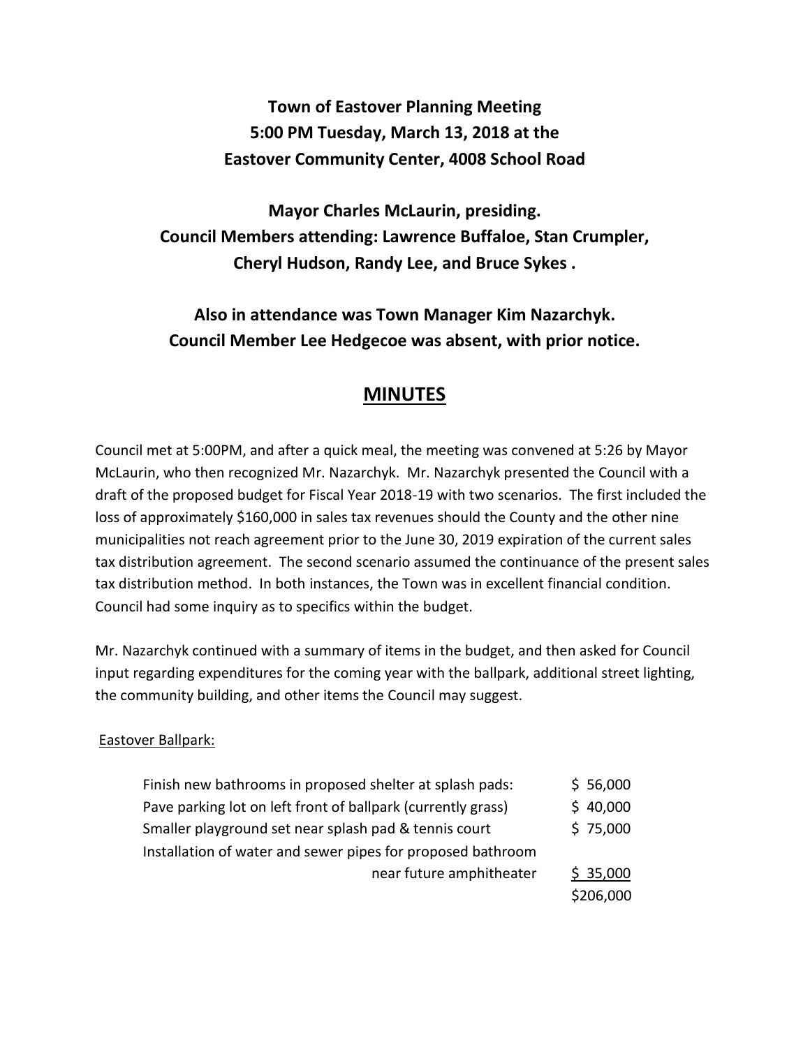**Town of Eastover Planning Meeting**
**5:00 PM Tuesday, March 13, 2018 at the**
**Eastover Community Center, 4008 School Road**

**Mayor Charles McLaurin, presiding.**
**Council Members attending: Lawrence Buffaloe, Stan Crumpler, Cheryl Hudson, Randy Lee, and Bruce Sykes .**

**Also in attendance was Town Manager Kim Nazarchyk.**
**Council Member Lee Hedgecoe was absent, with prior notice.**

## MINUTES

Council met at 5:00PM, and after a quick meal, the meeting was convened at 5:26 by Mayor McLaurin, who then recognized Mr. Nazarchyk. Mr. Nazarchyk presented the Council with a draft of the proposed budget for Fiscal Year 2018-19 with two scenarios. The first included the loss of approximately $160,000 in sales tax revenues should the County and the other nine municipalities not reach agreement prior to the June 30, 2019 expiration of the current sales tax distribution agreement. The second scenario assumed the continuance of the present sales tax distribution method. In both instances, the Town was in excellent financial condition. Council had some inquiry as to specifics within the budget.

Mr. Nazarchyk continued with a summary of items in the budget, and then asked for Council input regarding expenditures for the coming year with the ballpark, additional street lighting, the community building, and other items the Council may suggest.

Eastover Ballpark:

| | |
|---|---|
| Finish new bathrooms in proposed shelter at splash pads: | $ 56,000 |
| Pave parking lot on left front of ballpark (currently grass) | $ 40,000 |
| Smaller playground set near splash pad & tennis court | $ 75,000 |
| Installation of water and sewer pipes for proposed bathroom near future amphitheater | $ 35,000 |
| | $206,000 |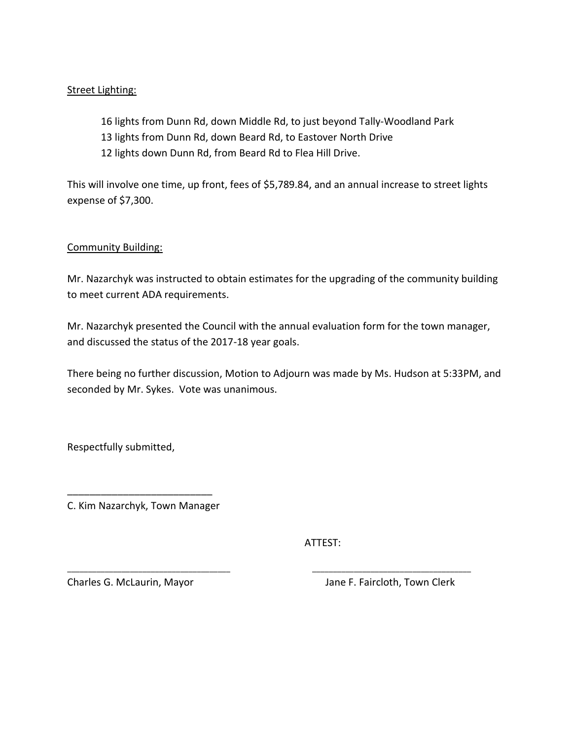Street Lighting:

16 lights from Dunn Rd, down Middle Rd, to just beyond Tally-Woodland Park
13 lights from Dunn Rd, down Beard Rd, to Eastover North Drive
12 lights down Dunn Rd, from Beard Rd to Flea Hill Drive.

This will involve one time, up front, fees of $5,789.84, and an annual increase to street lights expense of $7,300.

Community Building:

Mr. Nazarchyk was instructed to obtain estimates for the upgrading of the community building to meet current ADA requirements.

Mr. Nazarchyk presented the Council with the annual evaluation form for the town manager, and discussed the status of the 2017-18 year goals.

There being no further discussion, Motion to Adjourn was made by Ms. Hudson at 5:33PM, and seconded by Mr. Sykes. Vote was unanimous.

Respectfully submitted,

___________________________
C. Kim Nazarchyk, Town Manager

ATTEST:

______________________________ ______________________________
Charles G. McLaurin, Mayor Jane F. Faircloth, Town Clerk